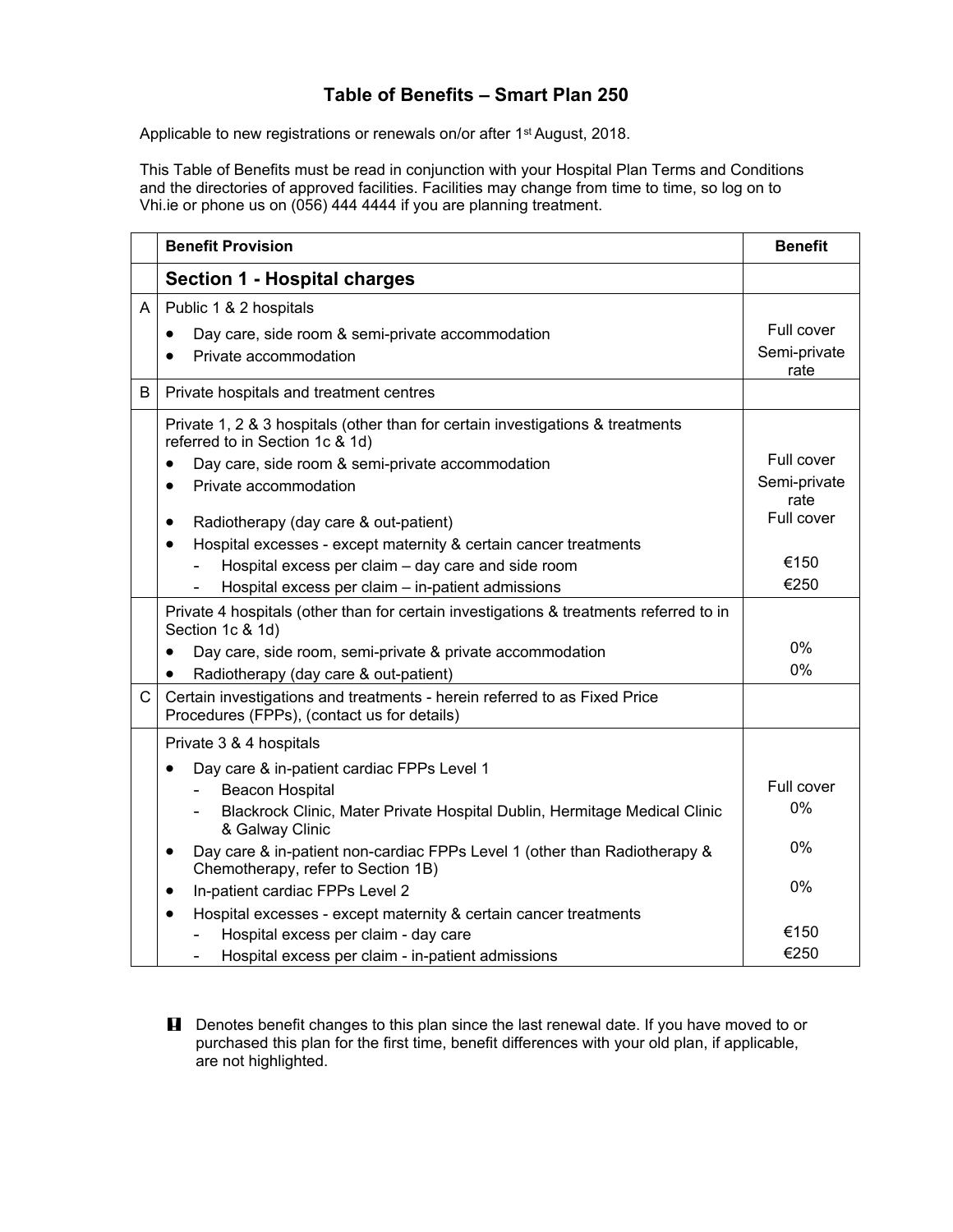# Table of Benefits – Smart Plan 250

Applicable to new registrations or renewals on/or after 1st August, 2018.

This Table of Benefits must be read in conjunction with your Hospital Plan Terms and Conditions and the directories of approved facilities. Facilities may change from time to time, so log on to Vhi.ie or phone us on (056) 444 4444 if you are planning treatment.

| | Benefit Provision | Benefit |
|---|---|---|
| | **Section 1 - Hospital charges** | |
| A | Public 1 & 2 hospitals | |
| | • Day care, side room & semi-private accommodation | Full cover |
| | • Private accommodation | Semi-private rate |
| B | Private hospitals and treatment centres | |
| | Private 1, 2 & 3 hospitals (other than for certain investigations & treatments referred to in Section 1c & 1d) | |
| | • Day care, side room & semi-private accommodation | Full cover |
| | • Private accommodation | Semi-private rate |
| | • Radiotherapy (day care & out-patient) | Full cover |
| | • Hospital excesses - except maternity & certain cancer treatments | |
| | - Hospital excess per claim – day care and side room | €150 |
| | - Hospital excess per claim – in-patient admissions | €250 |
| | Private 4 hospitals (other than for certain investigations & treatments referred to in Section 1c & 1d) | |
| | • Day care, side room, semi-private & private accommodation | 0% |
| | • Radiotherapy (day care & out-patient) | 0% |
| C | Certain investigations and treatments - herein referred to as Fixed Price Procedures (FPPs), (contact us for details) | |
| | Private 3 & 4 hospitals | |
| | • Day care & in-patient cardiac FPPs Level 1 | |
| | - Beacon Hospital | Full cover |
| | - Blackrock Clinic, Mater Private Hospital Dublin, Hermitage Medical Clinic & Galway Clinic | 0% |
| | • Day care & in-patient non-cardiac FPPs Level 1 (other than Radiotherapy & Chemotherapy, refer to Section 1B) | 0% |
| | • In-patient cardiac FPPs Level 2 | 0% |
| | • Hospital excesses - except maternity & certain cancer treatments | |
| | - Hospital excess per claim - day care | €150 |
| | - Hospital excess per claim - in-patient admissions | €250 |

**!** Denotes benefit changes to this plan since the last renewal date. If you have moved to or purchased this plan for the first time, benefit differences with your old plan, if applicable, are not highlighted.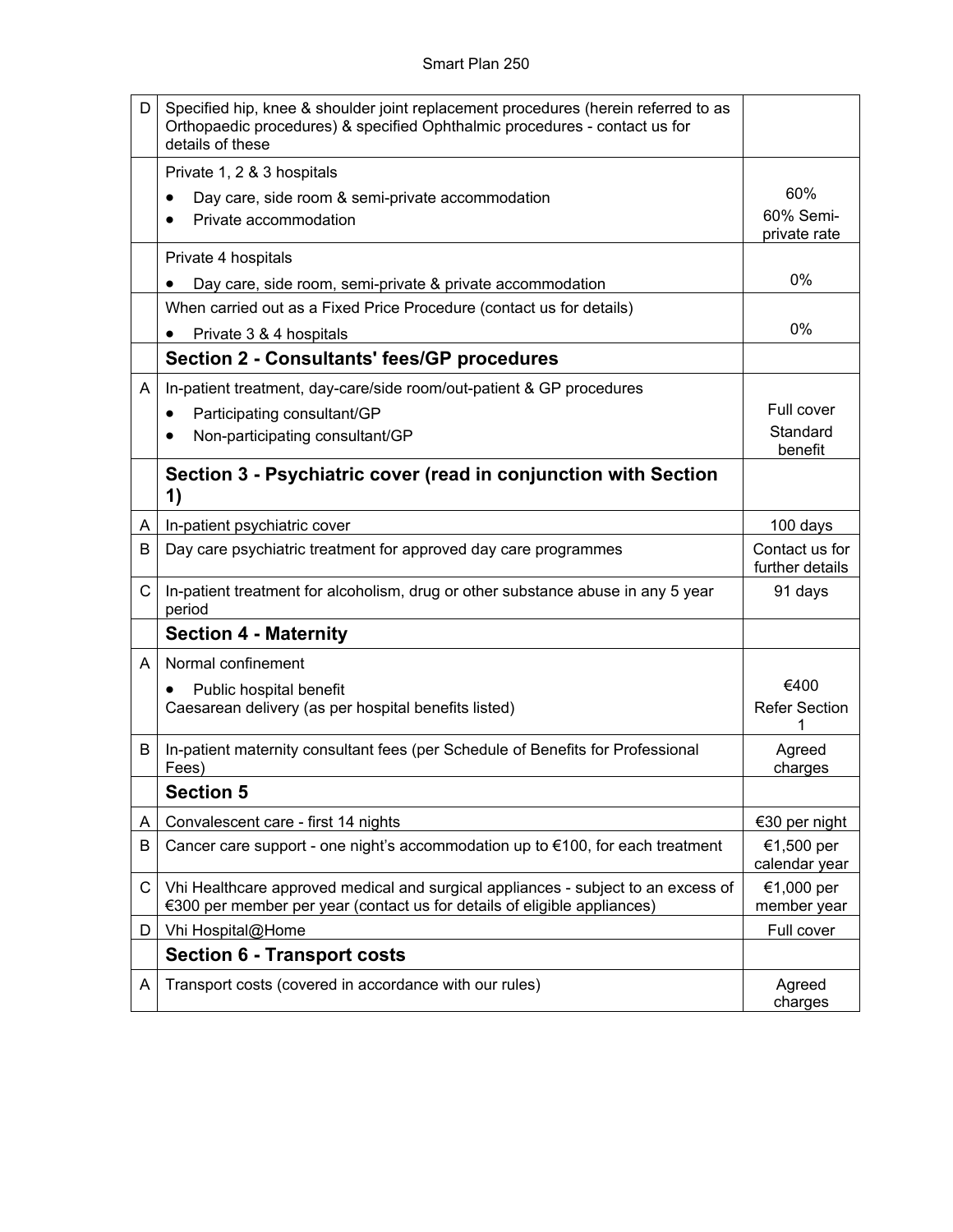| | | |
|---|---|---|
| D | Specified hip, knee & shoulder joint replacement procedures (herein referred to as Orthopaedic procedures) & specified Ophthalmic procedures - contact us for details of these | |
| | Private 1, 2 & 3 hospitals<br>• Day care, side room & semi-private accommodation<br>• Private accommodation | 60%<br>60% Semi-private rate |
| | Private 4 hospitals<br>• Day care, side room, semi-private & private accommodation | 0% |
| | When carried out as a Fixed Price Procedure (contact us for details)<br>• Private 3 & 4 hospitals | 0% |
| | **Section 2 - Consultants' fees/GP procedures** | |
| A | In-patient treatment, day-care/side room/out-patient & GP procedures<br>• Participating consultant/GP<br>• Non-participating consultant/GP | Full cover<br>Standard benefit |
| | **Section 3 - Psychiatric cover (read in conjunction with Section 1)** | |
| A | In-patient psychiatric cover | 100 days |
| B | Day care psychiatric treatment for approved day care programmes | Contact us for further details |
| C | In-patient treatment for alcoholism, drug or other substance abuse in any 5 year period | 91 days |
| | **Section 4 - Maternity** | |
| A | Normal confinement<br>• Public hospital benefit<br>Caesarean delivery (as per hospital benefits listed) | €400<br>Refer Section 1 |
| B | In-patient maternity consultant fees (per Schedule of Benefits for Professional Fees) | Agreed charges |
| | **Section 5** | |
| A | Convalescent care - first 14 nights | €30 per night |
| B | Cancer care support - one night's accommodation up to €100, for each treatment | €1,500 per calendar year |
| C | Vhi Healthcare approved medical and surgical appliances - subject to an excess of €300 per member per year (contact us for details of eligible appliances) | €1,000 per member year |
| D | Vhi Hospital@Home | Full cover |
| | **Section 6 - Transport costs** | |
| A | Transport costs (covered in accordance with our rules) | Agreed charges |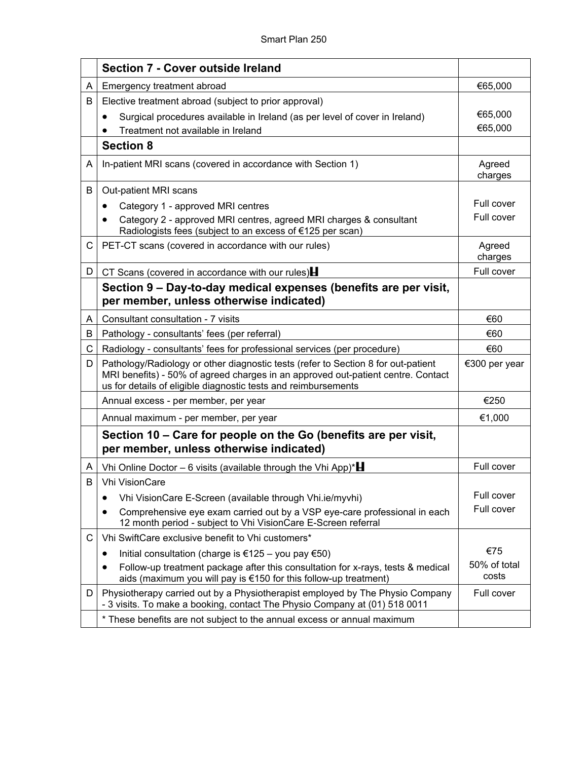| | | |
|---|---|---|
| | **Section 7 - Cover outside Ireland** | |
| A | Emergency treatment abroad | €65,000 |
| B | Elective treatment abroad (subject to prior approval)<br>• Surgical procedures available in Ireland (as per level of cover in Ireland)<br>• Treatment not available in Ireland | <br>€65,000<br>€65,000 |
| | **Section 8** | |
| A | In-patient MRI scans (covered in accordance with Section 1) | Agreed charges |
| B | Out-patient MRI scans<br>• Category 1 - approved MRI centres<br>• Category 2 - approved MRI centres, agreed MRI charges & consultant Radiologists fees (subject to an excess of €125 per scan) | <br>Full cover<br>Full cover |
| C | PET-CT scans (covered in accordance with our rules) | Agreed charges |
| D | CT Scans (covered in accordance with our rules) | Full cover |
| | **Section 9 – Day-to-day medical expenses (benefits are per visit, per member, unless otherwise indicated)** | |
| A | Consultant consultation - 7 visits | €60 |
| B | Pathology - consultants' fees (per referral) | €60 |
| C | Radiology - consultants' fees for professional services (per procedure) | €60 |
| D | Pathology/Radiology or other diagnostic tests (refer to Section 8 for out-patient MRI benefits) - 50% of agreed charges in an approved out-patient centre. Contact us for details of eligible diagnostic tests and reimbursements | €300 per year |
| | Annual excess - per member, per year | €250 |
| | Annual maximum - per member, per year | €1,000 |
| | **Section 10 – Care for people on the Go (benefits are per visit, per member, unless otherwise indicated)** | |
| A | Vhi Online Doctor – 6 visits (available through the Vhi App)* | Full cover |
| B | Vhi VisionCare<br>• Vhi VisionCare E-Screen (available through Vhi.ie/myvhi)<br>• Comprehensive eye exam carried out by a VSP eye-care professional in each 12 month period - subject to Vhi VisionCare E-Screen referral | <br>Full cover<br>Full cover |
| C | Vhi SwiftCare exclusive benefit to Vhi customers*<br>• Initial consultation (charge is €125 – you pay €50)<br>• Follow-up treatment package after this consultation for x-rays, tests & medical aids (maximum you will pay is €150 for this follow-up treatment) | <br>€75<br>50% of total costs |
| D | Physiotherapy carried out by a Physiotherapist employed by The Physio Company - 3 visits. To make a booking, contact The Physio Company at (01) 518 0011 | Full cover |
| | * These benefits are not subject to the annual excess or annual maximum | |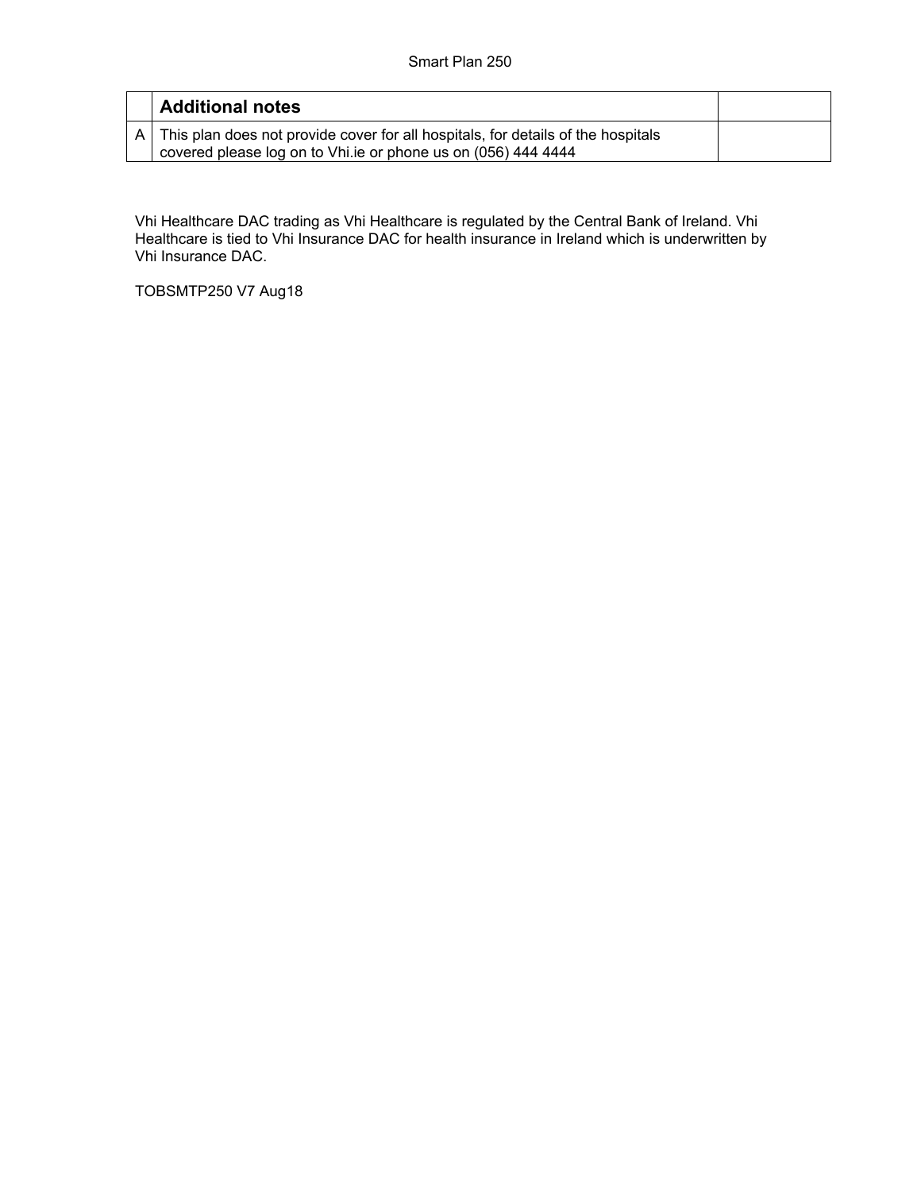| | Additional notes | |
|---|---|---|
| A | This plan does not provide cover for all hospitals, for details of the hospitals covered please log on to Vhi.ie or phone us on (056) 444 4444 | |

Vhi Healthcare DAC trading as Vhi Healthcare is regulated by the Central Bank of Ireland. Vhi Healthcare is tied to Vhi Insurance DAC for health insurance in Ireland which is underwritten by Vhi Insurance DAC.

TOBSMTP250 V7 Aug18